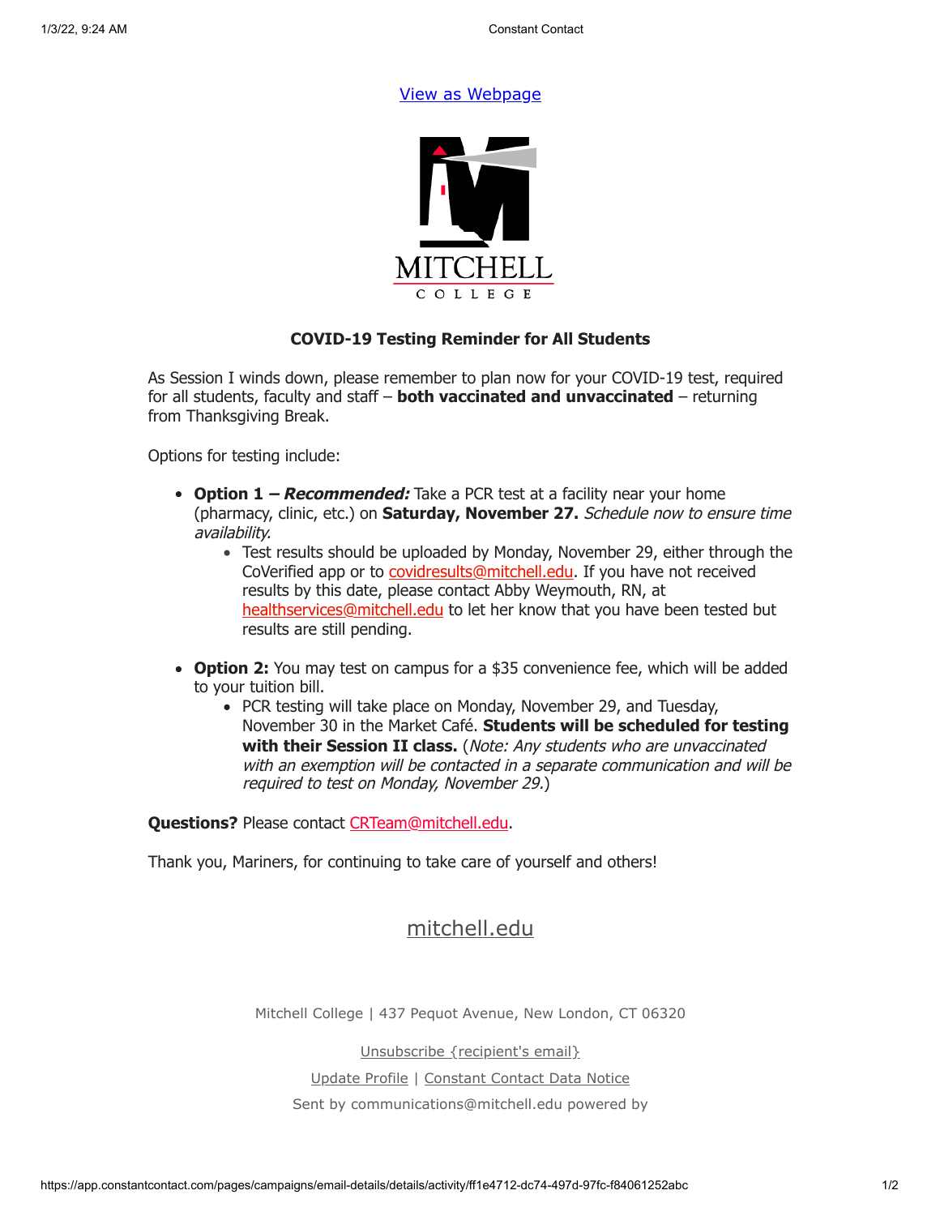[View as Webpage](#)

MITCHELL

COLLEGE

## COVID-19 Testing Reminder for All Students

As Session I winds down, please remember to plan now for your COVID-19 test, required for all students, faculty and staff – **both vaccinated and unvaccinated** – returning from Thanksgiving Break.

Options for testing include:

- **Option 1 – *Recommended:*** Take a PCR test at a facility near your home (pharmacy, clinic, etc.) on **Saturday, November 27.** *Schedule now to ensure time availability.*
  - Test results should be uploaded by Monday, November 29, either through the CoVerified app or to covidresults@mitchell.edu. If you have not received results by this date, please contact Abby Weymouth, RN, at healthservices@mitchell.edu to let her know that you have been tested but results are still pending.
- **Option 2:** You may test on campus for a $35 convenience fee, which will be added to your tuition bill.
  - PCR testing will take place on Monday, November 29, and Tuesday, November 30 in the Market Café. **Students will be scheduled for testing with their Session II class.** (*Note: Any students who are unvaccinated with an exemption will be contacted in a separate communication and will be required to test on Monday, November 29.*)

**Questions?** Please contact CRTeam@mitchell.edu.

Thank you, Mariners, for continuing to take care of yourself and others!

mitchell.edu

Mitchell College | 437 Pequot Avenue, New London, CT 06320

Unsubscribe {recipient's email}

Update Profile | Constant Contact Data Notice

Sent by communications@mitchell.edu powered by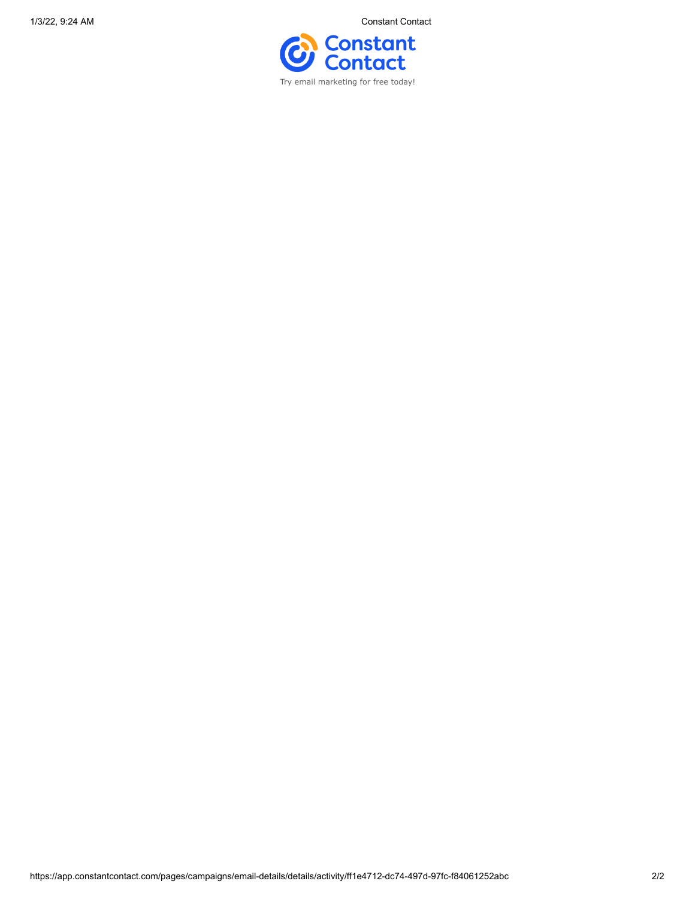Constant Contact

Try email marketing for free today!